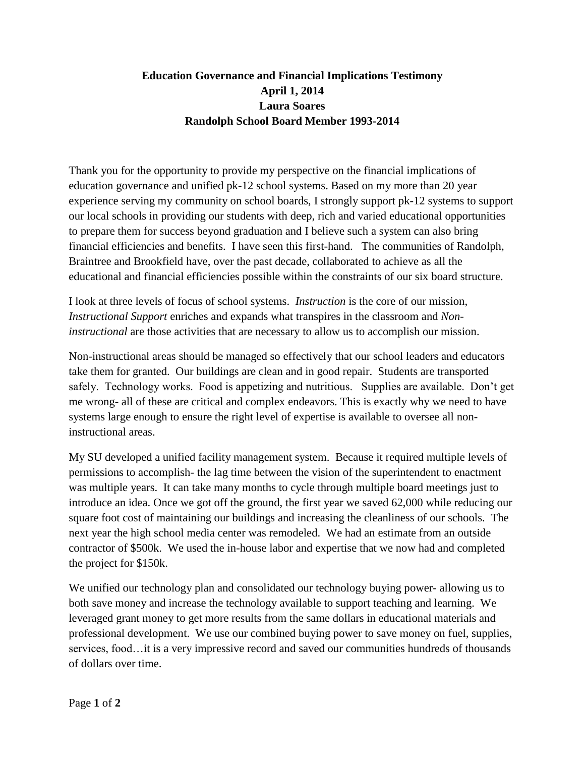**Education Governance and Financial Implications Testimony**
**April 1, 2014**
**Laura Soares**
**Randolph School Board Member 1993-2014**

Thank you for the opportunity to provide my perspective on the financial implications of education governance and unified pk-12 school systems. Based on my more than 20 year experience serving my community on school boards, I strongly support pk-12 systems to support our local schools in providing our students with deep, rich and varied educational opportunities to prepare them for success beyond graduation and I believe such a system can also bring financial efficiencies and benefits. I have seen this first-hand. The communities of Randolph, Braintree and Brookfield have, over the past decade, collaborated to achieve as all the educational and financial efficiencies possible within the constraints of our six board structure.

I look at three levels of focus of school systems. *Instruction* is the core of our mission, *Instructional Support* enriches and expands what transpires in the classroom and *Non-instructional* are those activities that are necessary to allow us to accomplish our mission.

Non-instructional areas should be managed so effectively that our school leaders and educators take them for granted. Our buildings are clean and in good repair. Students are transported safely. Technology works. Food is appetizing and nutritious. Supplies are available. Don't get me wrong- all of these are critical and complex endeavors. This is exactly why we need to have systems large enough to ensure the right level of expertise is available to oversee all non-instructional areas.

My SU developed a unified facility management system. Because it required multiple levels of permissions to accomplish- the lag time between the vision of the superintendent to enactment was multiple years. It can take many months to cycle through multiple board meetings just to introduce an idea. Once we got off the ground, the first year we saved 62,000 while reducing our square foot cost of maintaining our buildings and increasing the cleanliness of our schools. The next year the high school media center was remodeled. We had an estimate from an outside contractor of $500k. We used the in-house labor and expertise that we now had and completed the project for $150k.

We unified our technology plan and consolidated our technology buying power- allowing us to both save money and increase the technology available to support teaching and learning. We leveraged grant money to get more results from the same dollars in educational materials and professional development. We use our combined buying power to save money on fuel, supplies, services, food…it is a very impressive record and saved our communities hundreds of thousands of dollars over time.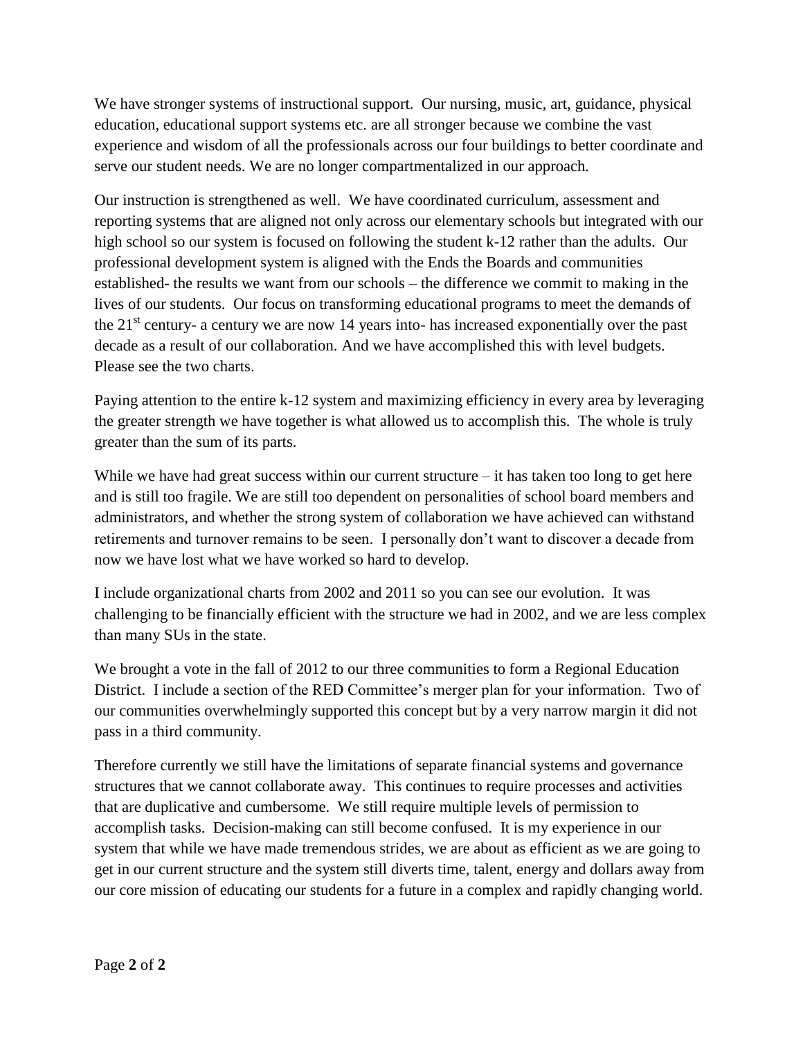We have stronger systems of instructional support. Our nursing, music, art, guidance, physical education, educational support systems etc. are all stronger because we combine the vast experience and wisdom of all the professionals across our four buildings to better coordinate and serve our student needs. We are no longer compartmentalized in our approach.

Our instruction is strengthened as well. We have coordinated curriculum, assessment and reporting systems that are aligned not only across our elementary schools but integrated with our high school so our system is focused on following the student k-12 rather than the adults. Our professional development system is aligned with the Ends the Boards and communities established- the results we want from our schools – the difference we commit to making in the lives of our students. Our focus on transforming educational programs to meet the demands of the 21st century- a century we are now 14 years into- has increased exponentially over the past decade as a result of our collaboration. And we have accomplished this with level budgets. Please see the two charts.

Paying attention to the entire k-12 system and maximizing efficiency in every area by leveraging the greater strength we have together is what allowed us to accomplish this. The whole is truly greater than the sum of its parts.

While we have had great success within our current structure – it has taken too long to get here and is still too fragile. We are still too dependent on personalities of school board members and administrators, and whether the strong system of collaboration we have achieved can withstand retirements and turnover remains to be seen. I personally don't want to discover a decade from now we have lost what we have worked so hard to develop.

I include organizational charts from 2002 and 2011 so you can see our evolution. It was challenging to be financially efficient with the structure we had in 2002, and we are less complex than many SUs in the state.

We brought a vote in the fall of 2012 to our three communities to form a Regional Education District. I include a section of the RED Committee's merger plan for your information. Two of our communities overwhelmingly supported this concept but by a very narrow margin it did not pass in a third community.

Therefore currently we still have the limitations of separate financial systems and governance structures that we cannot collaborate away. This continues to require processes and activities that are duplicative and cumbersome. We still require multiple levels of permission to accomplish tasks. Decision-making can still become confused. It is my experience in our system that while we have made tremendous strides, we are about as efficient as we are going to get in our current structure and the system still diverts time, talent, energy and dollars away from our core mission of educating our students for a future in a complex and rapidly changing world.